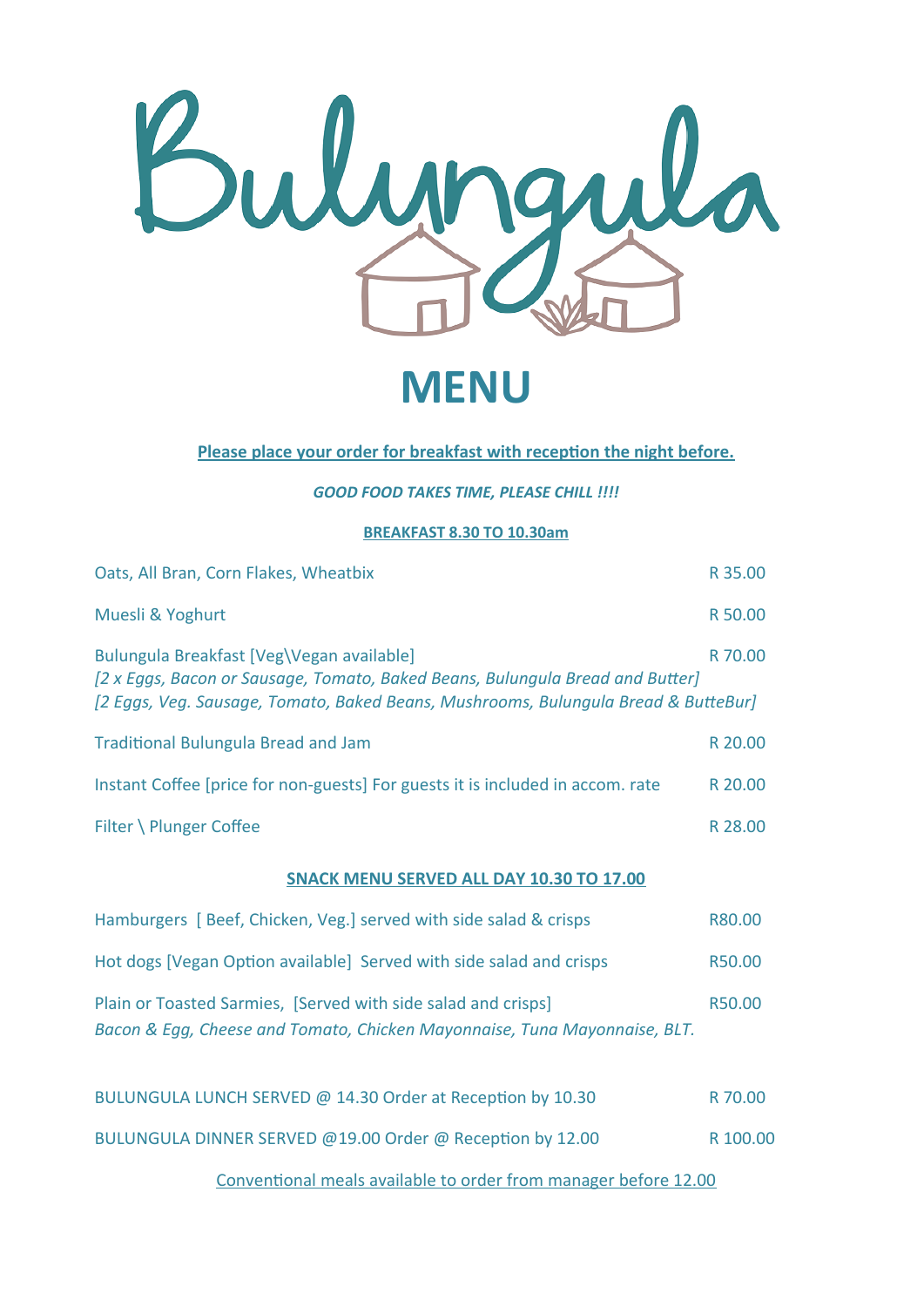# Bulungula

# MENU

**Please place your order for breakfast with reception the night before.**

***GOOD FOOD TAKES TIME, PLEASE CHILL !!!!***

## BREAKFAST 8.30 TO 10.30am

| Item | Price |
|---|---|
| Oats, All Bran, Corn Flakes, Wheatbix | R 35.00 |
| Muesli & Yoghurt | R 50.00 |
| Bulungula Breakfast [Veg\Vegan available]<br>*[2 x Eggs, Bacon or Sausage, Tomato, Baked Beans, Bulungula Bread and Butter]*<br>*[2 Eggs, Veg. Sausage, Tomato, Baked Beans, Mushrooms, Bulungula Bread & ButteBur]* | R 70.00 |
| Traditional Bulungula Bread and Jam | R 20.00 |
| Instant Coffee [price for non-guests] For guests it is included in accom. rate | R 20.00 |
| Filter \ Plunger Coffee | R 28.00 |

## SNACK MENU SERVED ALL DAY 10.30 TO 17.00

| Item | Price |
|---|---|
| Hamburgers [ Beef, Chicken, Veg.] served with side salad & crisps | R80.00 |
| Hot dogs [Vegan Option available] Served with side salad and crisps | R50.00 |
| Plain or Toasted Sarmies, [Served with side salad and crisps]<br>*Bacon & Egg, Cheese and Tomato, Chicken Mayonnaise, Tuna Mayonnaise, BLT.* | R50.00 |

| Item | Price |
|---|---|
| BULUNGULA LUNCH SERVED @ 14.30 Order at Reception by 10.30 | R 70.00 |
| BULUNGULA DINNER SERVED @19.00 Order @ Reception by 12.00 | R 100.00 |

Conventional meals available to order from manager before 12.00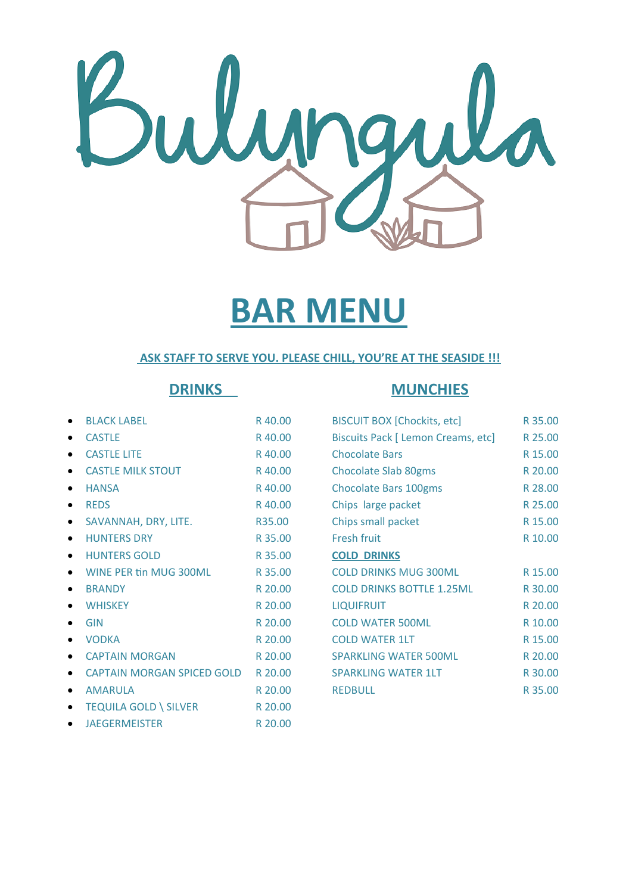# Bulungula

# BAR MENU

**ASK STAFF TO SERVE YOU. PLEASE CHILL, YOU'RE AT THE SEASIDE !!!**

## DRINKS

| | |
|---|---|
| BLACK LABEL | R 40.00 |
| CASTLE | R 40.00 |
| CASTLE LITE | R 40.00 |
| CASTLE MILK STOUT | R 40.00 |
| HANSA | R 40.00 |
| REDS | R 40.00 |
| SAVANNAH, DRY, LITE. | R35.00 |
| HUNTERS DRY | R 35.00 |
| HUNTERS GOLD | R 35.00 |
| WINE PER tin MUG 300ML | R 35.00 |
| BRANDY | R 20.00 |
| WHISKEY | R 20.00 |
| GIN | R 20.00 |
| VODKA | R 20.00 |
| CAPTAIN MORGAN | R 20.00 |
| CAPTAIN MORGAN SPICED GOLD | R 20.00 |
| AMARULA | R 20.00 |
| TEQUILA GOLD \ SILVER | R 20.00 |
| JAEGERMEISTER | R 20.00 |

## MUNCHIES

| | |
|---|---|
| BISCUIT BOX [Chockits, etc] | R 35.00 |
| Biscuits Pack [ Lemon Creams, etc] | R 25.00 |
| Chocolate Bars | R 15.00 |
| Chocolate Slab 80gms | R 20.00 |
| Chocolate Bars 100gms | R 28.00 |
| Chips large packet | R 25.00 |
| Chips small packet | R 15.00 |
| Fresh fruit | R 10.00 |
| **COLD DRINKS** | |
| COLD DRINKS MUG 300ML | R 15.00 |
| COLD DRINKS BOTTLE 1.25ML | R 30.00 |
| LIQUIFRUIT | R 20.00 |
| COLD WATER 500ML | R 10.00 |
| COLD WATER 1LT | R 15.00 |
| SPARKLING WATER 500ML | R 20.00 |
| SPARKLING WATER 1LT | R 30.00 |
| REDBULL | R 35.00 |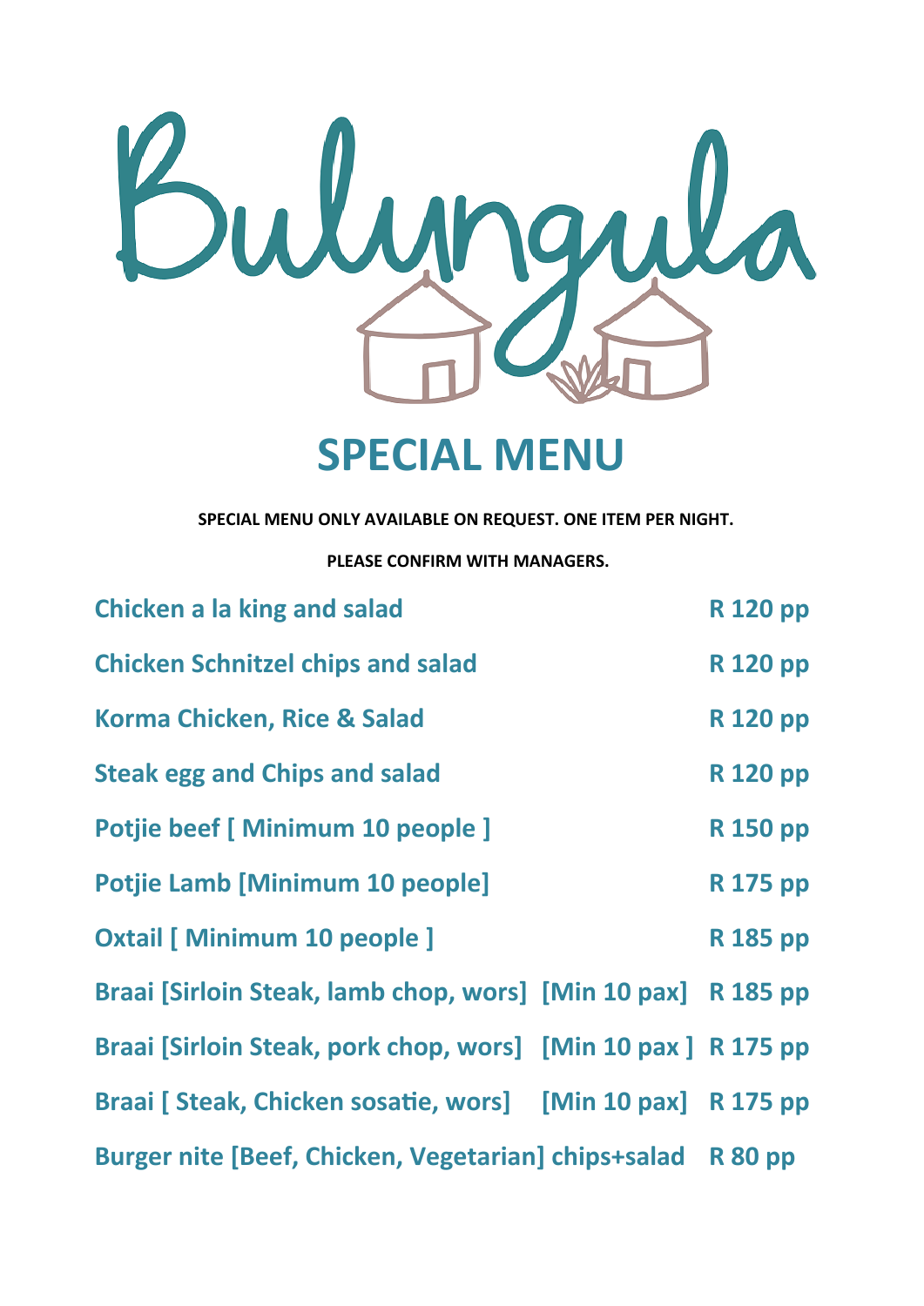# Bulungula

## SPECIAL MENU

**SPECIAL MENU ONLY AVAILABLE ON REQUEST. ONE ITEM PER NIGHT.**

**PLEASE CONFIRM WITH MANAGERS.**

| | |
|---|---|
| Chicken a la king and salad | R 120 pp |
| Chicken Schnitzel chips and salad | R 120 pp |
| Korma Chicken, Rice & Salad | R 120 pp |
| Steak egg and Chips and salad | R 120 pp |
| Potjie beef [ Minimum 10 people ] | R 150 pp |
| Potjie Lamb [Minimum 10 people] | R 175 pp |
| Oxtail [ Minimum 10 people ] | R 185 pp |
| Braai [Sirloin Steak, lamb chop, wors] [Min 10 pax] | R 185 pp |
| Braai [Sirloin Steak, pork chop, wors] [Min 10 pax ] | R 175 pp |
| Braai [ Steak, Chicken sosatie, wors] [Min 10 pax] | R 175 pp |
| Burger nite [Beef, Chicken, Vegetarian] chips+salad | R 80 pp |